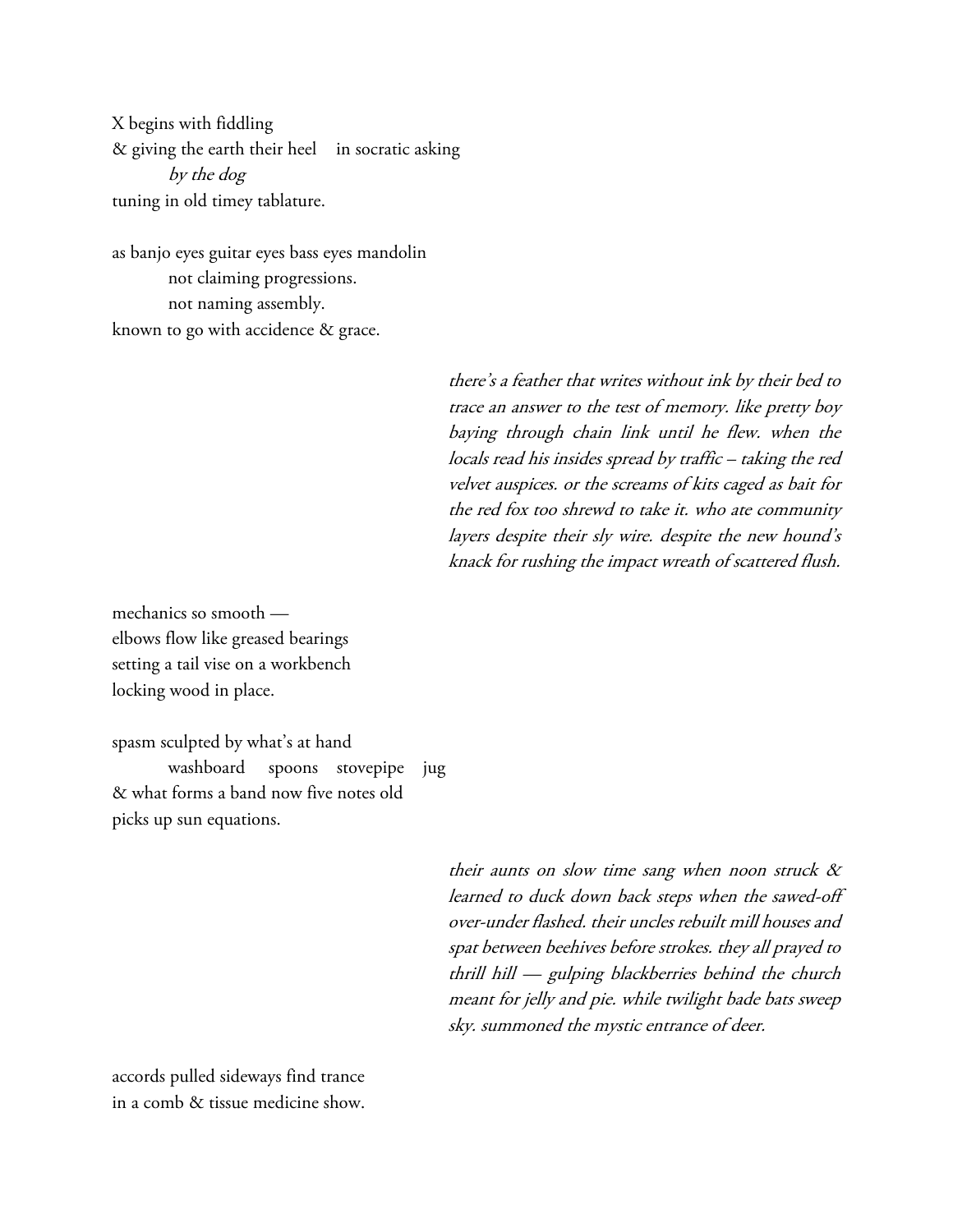X begins with fiddling
& giving the earth their heel   in socratic asking
    *by the dog*
tuning in old timey tablature.

as banjo eyes guitar eyes bass eyes mandolin
    not claiming progressions.
    not naming assembly.
known to go with accidence & grace.

*there's a feather that writes without ink by their bed to trace an answer to the test of memory. like pretty boy baying through chain link until he flew. when the locals read his insides spread by traffic – taking the red velvet auspices. or the screams of kits caged as bait for the red fox too shrewd to take it. who ate community layers despite their sly wire. despite the new hound's knack for rushing the impact wreath of scattered flush.*

mechanics so smooth —
elbows flow like greased bearings
setting a tail vise on a workbench
locking wood in place.

spasm sculpted by what's at hand
    washboard   spoons   stovepipe   jug
& what forms a band now five notes old
picks up sun equations.

*their aunts on slow time sang when noon struck & learned to duck down back steps when the sawed-off over-under flashed. their uncles rebuilt mill houses and spat between beehives before strokes. they all prayed to thrill hill — gulping blackberries behind the church meant for jelly and pie. while twilight bade bats sweep sky. summoned the mystic entrance of deer.*

accords pulled sideways find trance
in a comb & tissue medicine show.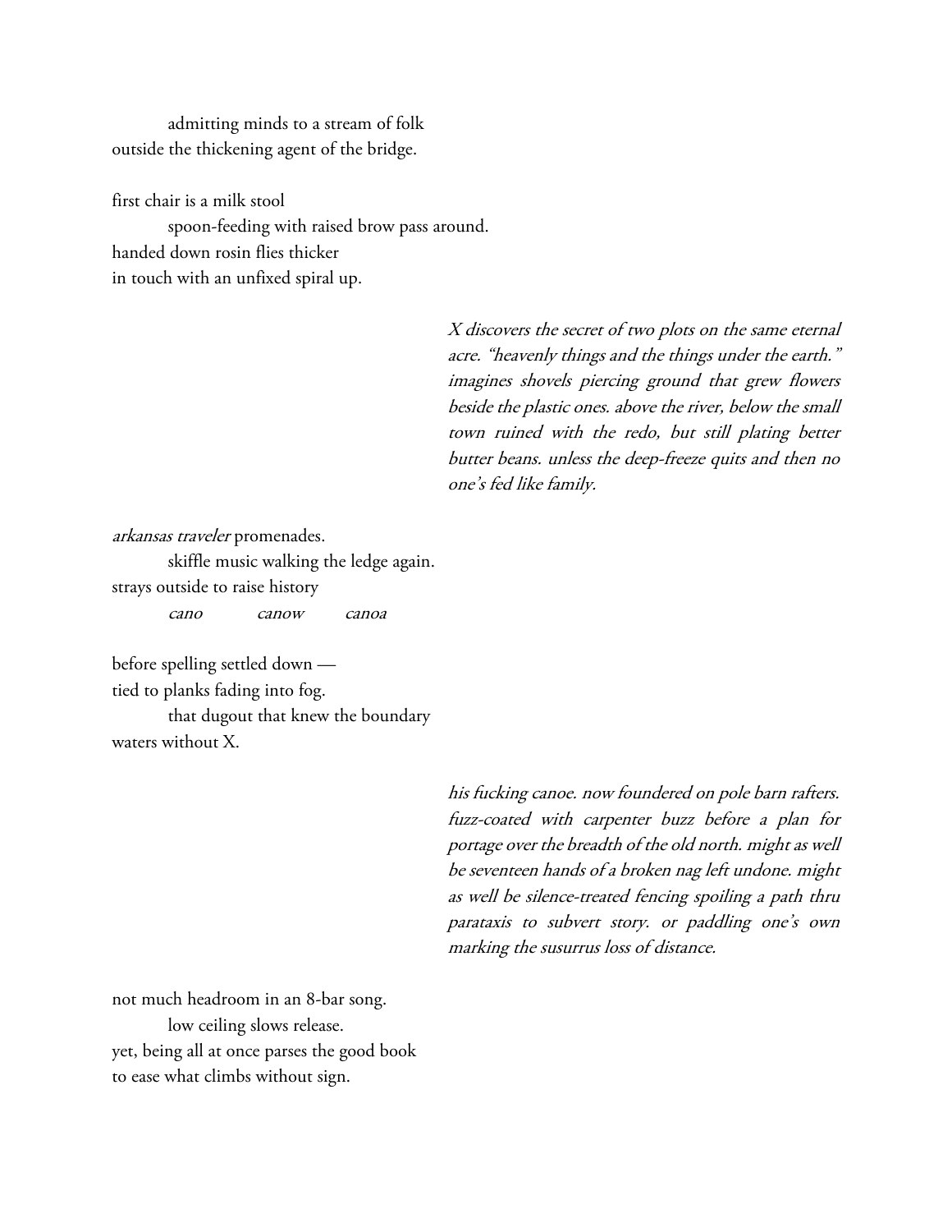admitting minds to a stream of folk
outside the thickening agent of the bridge.

first chair is a milk stool
spoon-feeding with raised brow pass around.
handed down rosin flies thicker
in touch with an unfixed spiral up.

*X discovers the secret of two plots on the same eternal acre. "heavenly things and the things under the earth." imagines shovels piercing ground that grew flowers beside the plastic ones. above the river, below the small town ruined with the redo, but still plating better butter beans. unless the deep-freeze quits and then no one's fed like family.*

*arkansas traveler* promenades.
skiffle music walking the ledge again.
strays outside to raise history
*cano* *canow* *canoa*

before spelling settled down —
tied to planks fading into fog.
that dugout that knew the boundary
waters without X.

*his fucking canoe. now foundered on pole barn rafters. fuzz-coated with carpenter buzz before a plan for portage over the breadth of the old north. might as well be seventeen hands of a broken nag left undone. might as well be silence-treated fencing spoiling a path thru parataxis to subvert story. or paddling one's own marking the susurrus loss of distance.*

not much headroom in an 8-bar song.
low ceiling slows release.
yet, being all at once parses the good book
to ease what climbs without sign.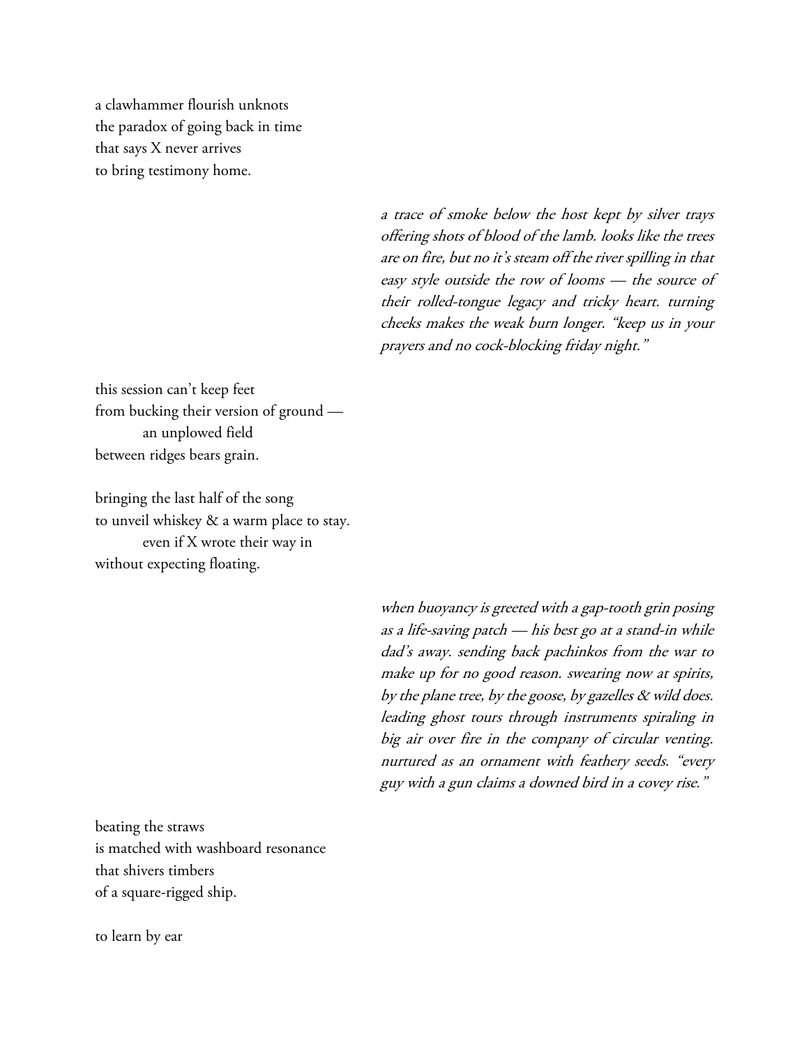a clawhammer flourish unknots
the paradox of going back in time
that says X never arrives
to bring testimony home.

*a trace of smoke below the host kept by silver trays offering shots of blood of the lamb. looks like the trees are on fire, but no it's steam off the river spilling in that easy style outside the row of looms — the source of their rolled-tongue legacy and tricky heart. turning cheeks makes the weak burn longer. "keep us in your prayers and no cock-blocking friday night."*

this session can't keep feet
from bucking their version of ground —
&emsp;&emsp;an unplowed field
between ridges bears grain.

bringing the last half of the song
to unveil whiskey & a warm place to stay.
&emsp;&emsp;even if X wrote their way in
without expecting floating.

*when buoyancy is greeted with a gap-tooth grin posing as a life-saving patch — his best go at a stand-in while dad's away. sending back pachinkos from the war to make up for no good reason. swearing now at spirits, by the plane tree, by the goose, by gazelles & wild does. leading ghost tours through instruments spiraling in big air over fire in the company of circular venting. nurtured as an ornament with feathery seeds. "every guy with a gun claims a downed bird in a covey rise."*

beating the straws
is matched with washboard resonance
that shivers timbers
of a square-rigged ship.

to learn by ear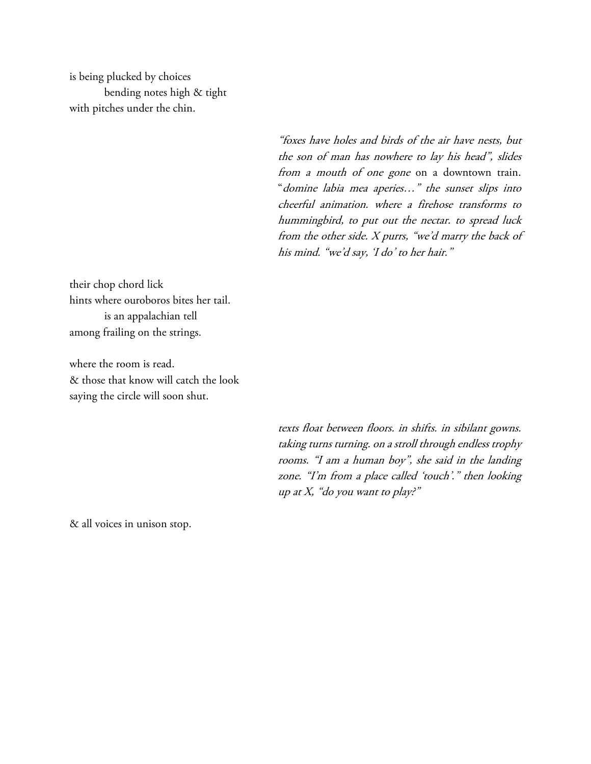is being plucked by choices
&nbsp;&nbsp;&nbsp;&nbsp;&nbsp;&nbsp;&nbsp;&nbsp;bending notes high & tight
with pitches under the chin.

*"foxes have holes and birds of the air have nests, but the son of man has nowhere to lay his head", slides from a mouth of one gone* on a downtown train. "*domine labia mea aperies…" the sunset slips into cheerful animation. where a firehose transforms to hummingbird, to put out the nectar. to spread luck from the other side. X purrs, "we'd marry the back of his mind. "we'd say, 'I do' to her hair."*

their chop chord lick
hints where ouroboros bites her tail.
&nbsp;&nbsp;&nbsp;&nbsp;&nbsp;&nbsp;&nbsp;&nbsp;is an appalachian tell
among frailing on the strings.

where the room is read.
& those that know will catch the look
saying the circle will soon shut.

*texts float between floors. in shifts. in sibilant gowns. taking turns turning. on a stroll through endless trophy rooms. "I am a human boy", she said in the landing zone. "I'm from a place called 'touch'." then looking up at X, "do you want to play?"*

& all voices in unison stop.